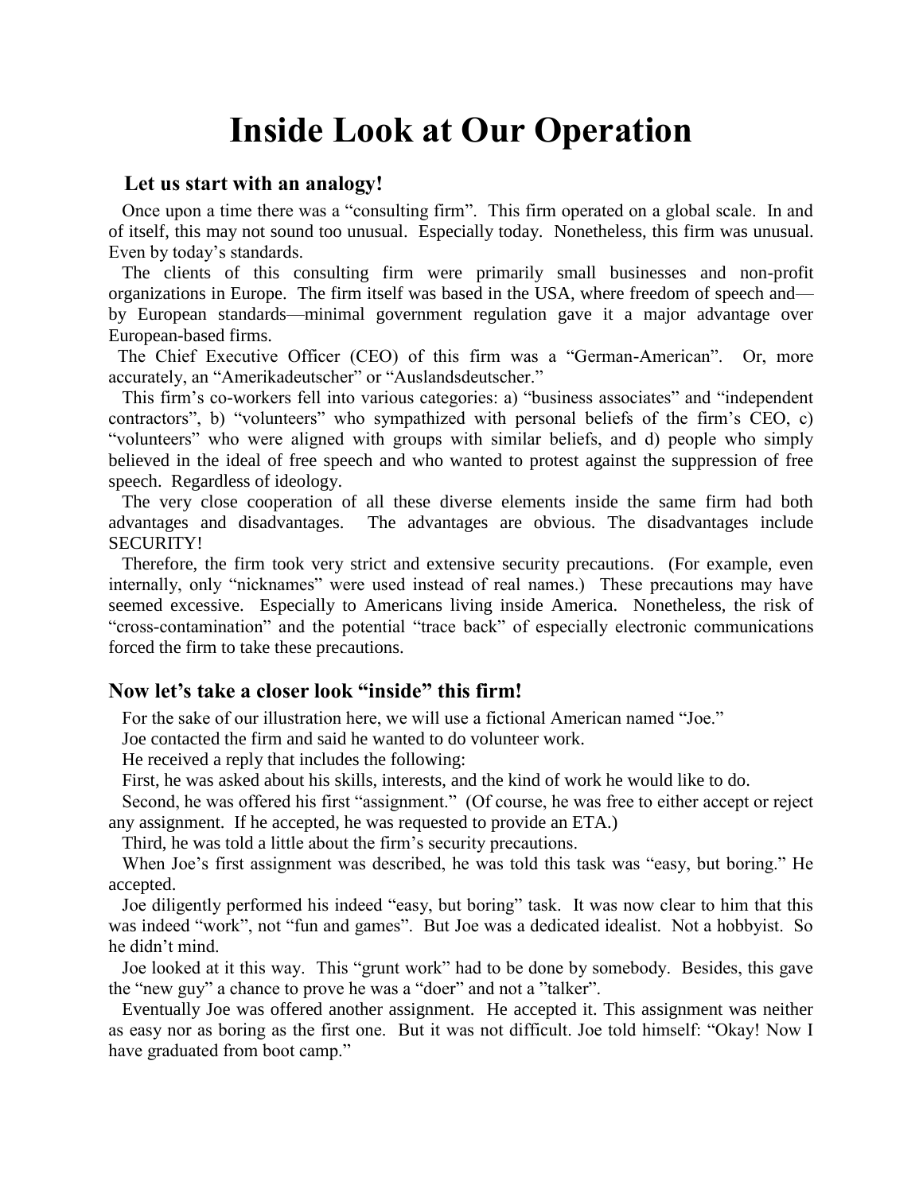# Inside Look at Our Operation

## Let us start with an analogy!

Once upon a time there was a "consulting firm". This firm operated on a global scale. In and of itself, this may not sound too unusual. Especially today. Nonetheless, this firm was unusual. Even by today's standards.

The clients of this consulting firm were primarily small businesses and non-profit organizations in Europe. The firm itself was based in the USA, where freedom of speech and—by European standards—minimal government regulation gave it a major advantage over European-based firms.

The Chief Executive Officer (CEO) of this firm was a "German-American". Or, more accurately, an "Amerikadeutscher" or "Auslandsdeutscher."

This firm's co-workers fell into various categories: a) "business associates" and "independent contractors", b) "volunteers" who sympathized with personal beliefs of the firm's CEO, c) "volunteers" who were aligned with groups with similar beliefs, and d) people who simply believed in the ideal of free speech and who wanted to protest against the suppression of free speech. Regardless of ideology.

The very close cooperation of all these diverse elements inside the same firm had both advantages and disadvantages. The advantages are obvious. The disadvantages include SECURITY!

Therefore, the firm took very strict and extensive security precautions. (For example, even internally, only "nicknames" were used instead of real names.) These precautions may have seemed excessive. Especially to Americans living inside America. Nonetheless, the risk of "cross-contamination" and the potential "trace back" of especially electronic communications forced the firm to take these precautions.

## Now let's take a closer look "inside" this firm!

For the sake of our illustration here, we will use a fictional American named "Joe."

Joe contacted the firm and said he wanted to do volunteer work.

He received a reply that includes the following:

First, he was asked about his skills, interests, and the kind of work he would like to do.

Second, he was offered his first "assignment." (Of course, he was free to either accept or reject any assignment. If he accepted, he was requested to provide an ETA.)

Third, he was told a little about the firm's security precautions.

When Joe's first assignment was described, he was told this task was "easy, but boring." He accepted.

Joe diligently performed his indeed "easy, but boring" task. It was now clear to him that this was indeed "work", not "fun and games". But Joe was a dedicated idealist. Not a hobbyist. So he didn't mind.

Joe looked at it this way. This "grunt work" had to be done by somebody. Besides, this gave the "new guy" a chance to prove he was a "doer" and not a "talker".

Eventually Joe was offered another assignment. He accepted it. This assignment was neither as easy nor as boring as the first one. But it was not difficult. Joe told himself: "Okay! Now I have graduated from boot camp."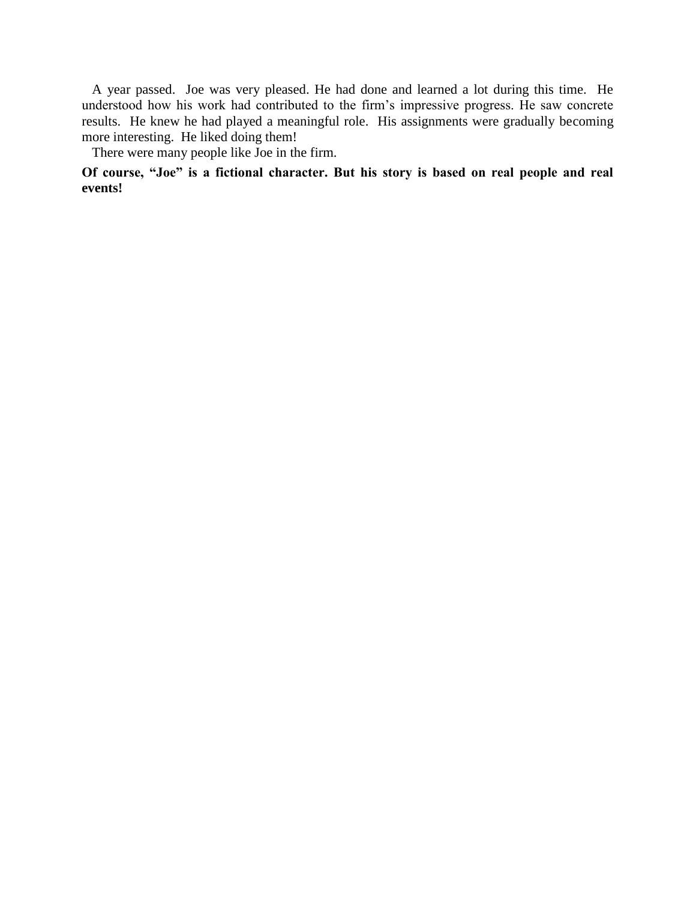A year passed. Joe was very pleased. He had done and learned a lot during this time. He understood how his work had contributed to the firm's impressive progress. He saw concrete results. He knew he had played a meaningful role. His assignments were gradually becoming more interesting. He liked doing them!

There were many people like Joe in the firm.

**Of course, "Joe" is a fictional character. But his story is based on real people and real events!**